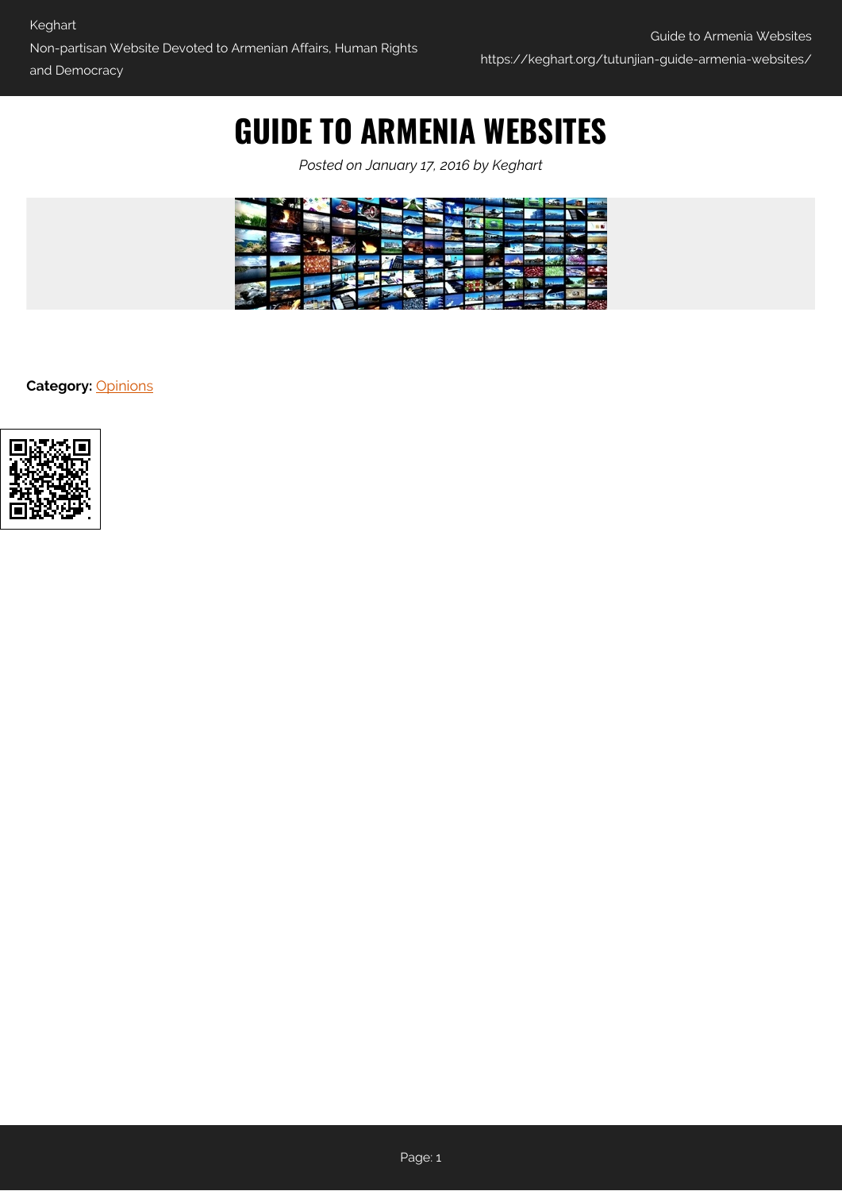# GUIDE TO ARMENIA WEBSITES

*Posted on January 17, 2016 by Keghart*

**Category:** Opinions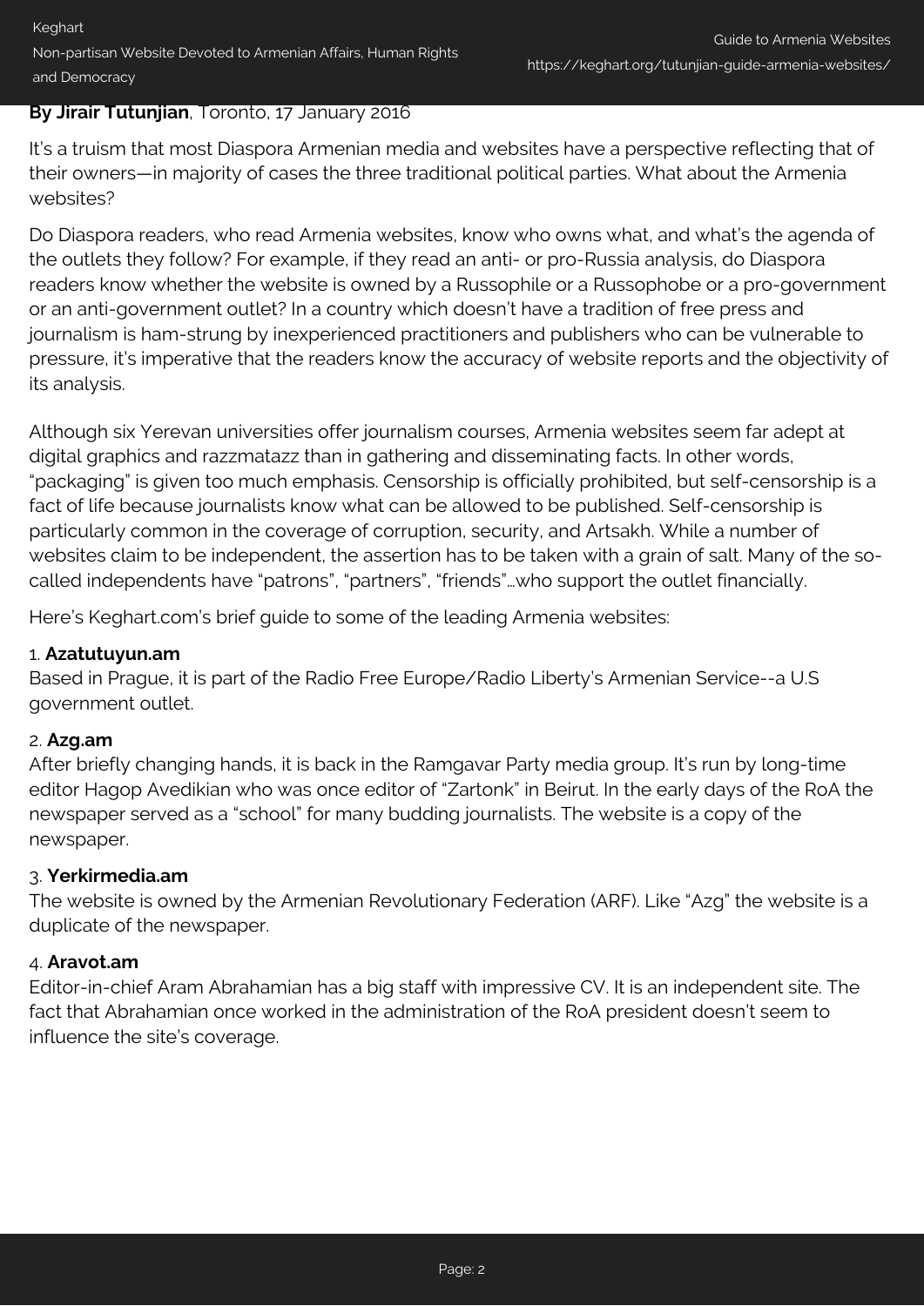**By Jirair Tutunjian**, Toronto, 17 January 2016

It's a truism that most Diaspora Armenian media and websites have a perspective reflecting that of their owners—in majority of cases the three traditional political parties. What about the Armenia websites?

Do Diaspora readers, who read Armenia websites, know who owns what, and what's the agenda of the outlets they follow? For example, if they read an anti- or pro-Russia analysis, do Diaspora readers know whether the website is owned by a Russophile or a Russophobe or a pro-government or an anti-government outlet? In a country which doesn't have a tradition of free press and journalism is ham-strung by inexperienced practitioners and publishers who can be vulnerable to pressure, it's imperative that the readers know the accuracy of website reports and the objectivity of its analysis.

Although six Yerevan universities offer journalism courses, Armenia websites seem far adept at digital graphics and razzmatazz than in gathering and disseminating facts. In other words, "packaging" is given too much emphasis. Censorship is officially prohibited, but self-censorship is a fact of life because journalists know what can be allowed to be published. Self-censorship is particularly common in the coverage of corruption, security, and Artsakh. While a number of websites claim to be independent, the assertion has to be taken with a grain of salt. Many of the so-called independents have "patrons", "partners", "friends"…who support the outlet financially.

Here's Keghart.com's brief guide to some of the leading Armenia websites:

1. **Azatutuyun.am**
Based in Prague, it is part of the Radio Free Europe/Radio Liberty's Armenian Service--a U.S government outlet.

2. **Azg.am**
After briefly changing hands, it is back in the Ramgavar Party media group. It's run by long-time editor Hagop Avedikian who was once editor of "Zartonk" in Beirut. In the early days of the RoA the newspaper served as a "school" for many budding journalists. The website is a copy of the newspaper.

3. **Yerkirmedia.am**
The website is owned by the Armenian Revolutionary Federation (ARF). Like "Azg" the website is a duplicate of the newspaper.

4. **Aravot.am**
Editor-in-chief Aram Abrahamian has a big staff with impressive CV. It is an independent site. The fact that Abrahamian once worked in the administration of the RoA president doesn't seem to influence the site's coverage.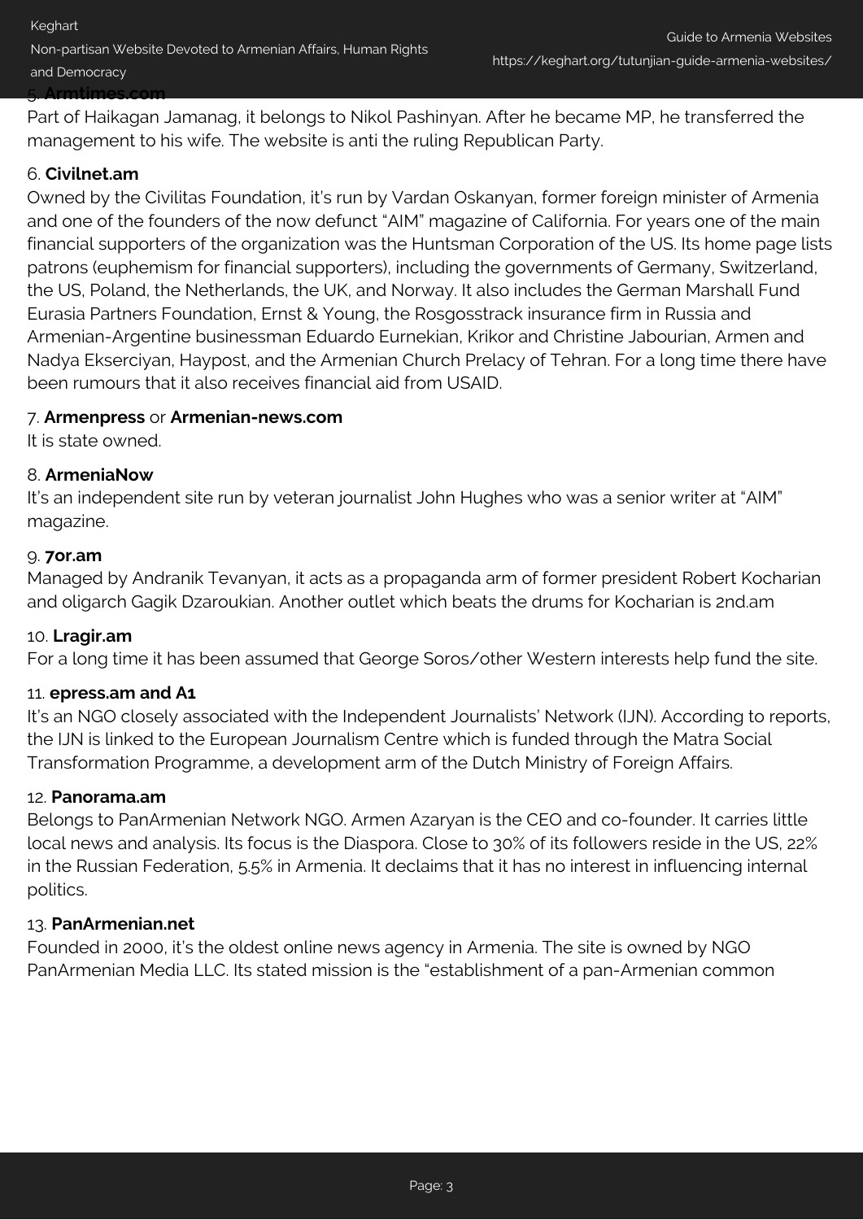5. **Armtimes.com**
Part of Haikagan Jamanag, it belongs to Nikol Pashinyan. After he became MP, he transferred the management to his wife. The website is anti the ruling Republican Party.

6. **Civilnet.am**
Owned by the Civilitas Foundation, it's run by Vardan Oskanyan, former foreign minister of Armenia and one of the founders of the now defunct "AIM" magazine of California. For years one of the main financial supporters of the organization was the Huntsman Corporation of the US. Its home page lists patrons (euphemism for financial supporters), including the governments of Germany, Switzerland, the US, Poland, the Netherlands, the UK, and Norway. It also includes the German Marshall Fund Eurasia Partners Foundation, Ernst & Young, the Rosgosstrack insurance firm in Russia and Armenian-Argentine businessman Eduardo Eurnekian, Krikor and Christine Jabourian, Armen and Nadya Ekserciyan, Haypost, and the Armenian Church Prelacy of Tehran. For a long time there have been rumours that it also receives financial aid from USAID.

7. **Armenpress** or **Armenian-news.com**
It is state owned.

8. **ArmeniaNow**
It's an independent site run by veteran journalist John Hughes who was a senior writer at "AIM" magazine.

9. **7or.am**
Managed by Andranik Tevanyan, it acts as a propaganda arm of former president Robert Kocharian and oligarch Gagik Dzaroukian. Another outlet which beats the drums for Kocharian is 2nd.am

10. **Lragir.am**
For a long time it has been assumed that George Soros/other Western interests help fund the site.

11. **epress.am and A1**
It's an NGO closely associated with the Independent Journalists' Network (IJN). According to reports, the IJN is linked to the European Journalism Centre which is funded through the Matra Social Transformation Programme, a development arm of the Dutch Ministry of Foreign Affairs.

12. **Panorama.am**
Belongs to PanArmenian Network NGO. Armen Azaryan is the CEO and co-founder. It carries little local news and analysis. Its focus is the Diaspora. Close to 30% of its followers reside in the US, 22% in the Russian Federation, 5.5% in Armenia. It declaims that it has no interest in influencing internal politics.

13. **PanArmenian.net**
Founded in 2000, it's the oldest online news agency in Armenia. The site is owned by NGO PanArmenian Media LLC. Its stated mission is the "establishment of a pan-Armenian common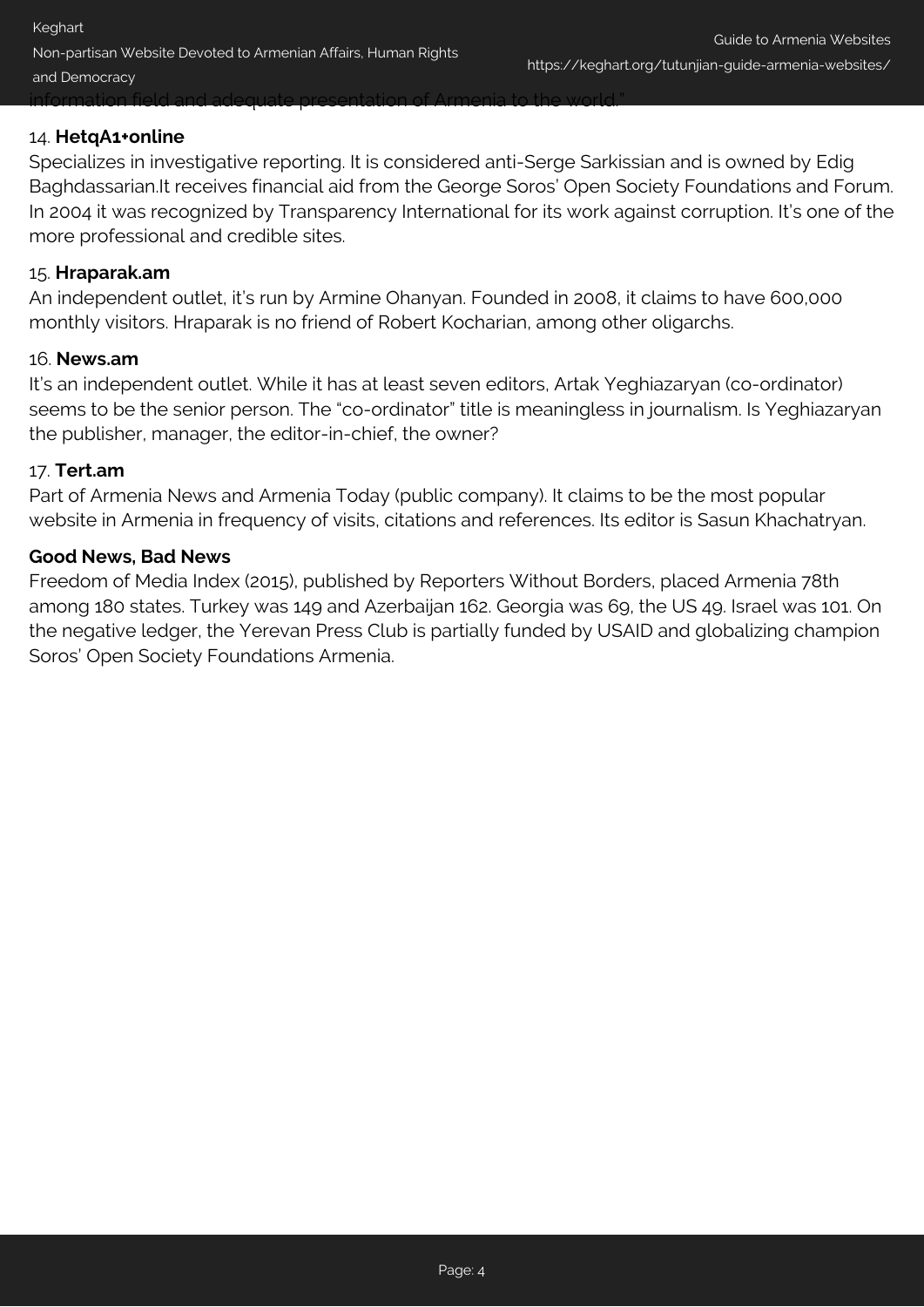information field and adequate presentation of Armenia to the world."

14. **HetqA1+online**

Specializes in investigative reporting. It is considered anti-Serge Sarkissian and is owned by Edig Baghdassarian.It receives financial aid from the George Soros' Open Society Foundations and Forum. In 2004 it was recognized by Transparency International for its work against corruption. It's one of the more professional and credible sites.

15. **Hraparak.am**

An independent outlet, it's run by Armine Ohanyan. Founded in 2008, it claims to have 600,000 monthly visitors. Hraparak is no friend of Robert Kocharian, among other oligarchs.

16. **News.am**

It's an independent outlet. While it has at least seven editors, Artak Yeghiazaryan (co-ordinator) seems to be the senior person. The "co-ordinator" title is meaningless in journalism. Is Yeghiazaryan the publisher, manager, the editor-in-chief, the owner?

17. **Tert.am**

Part of Armenia News and Armenia Today (public company). It claims to be the most popular website in Armenia in frequency of visits, citations and references. Its editor is Sasun Khachatryan.

**Good News, Bad News**

Freedom of Media Index (2015), published by Reporters Without Borders, placed Armenia 78th among 180 states. Turkey was 149 and Azerbaijan 162. Georgia was 69, the US 49. Israel was 101. On the negative ledger, the Yerevan Press Club is partially funded by USAID and globalizing champion Soros' Open Society Foundations Armenia.